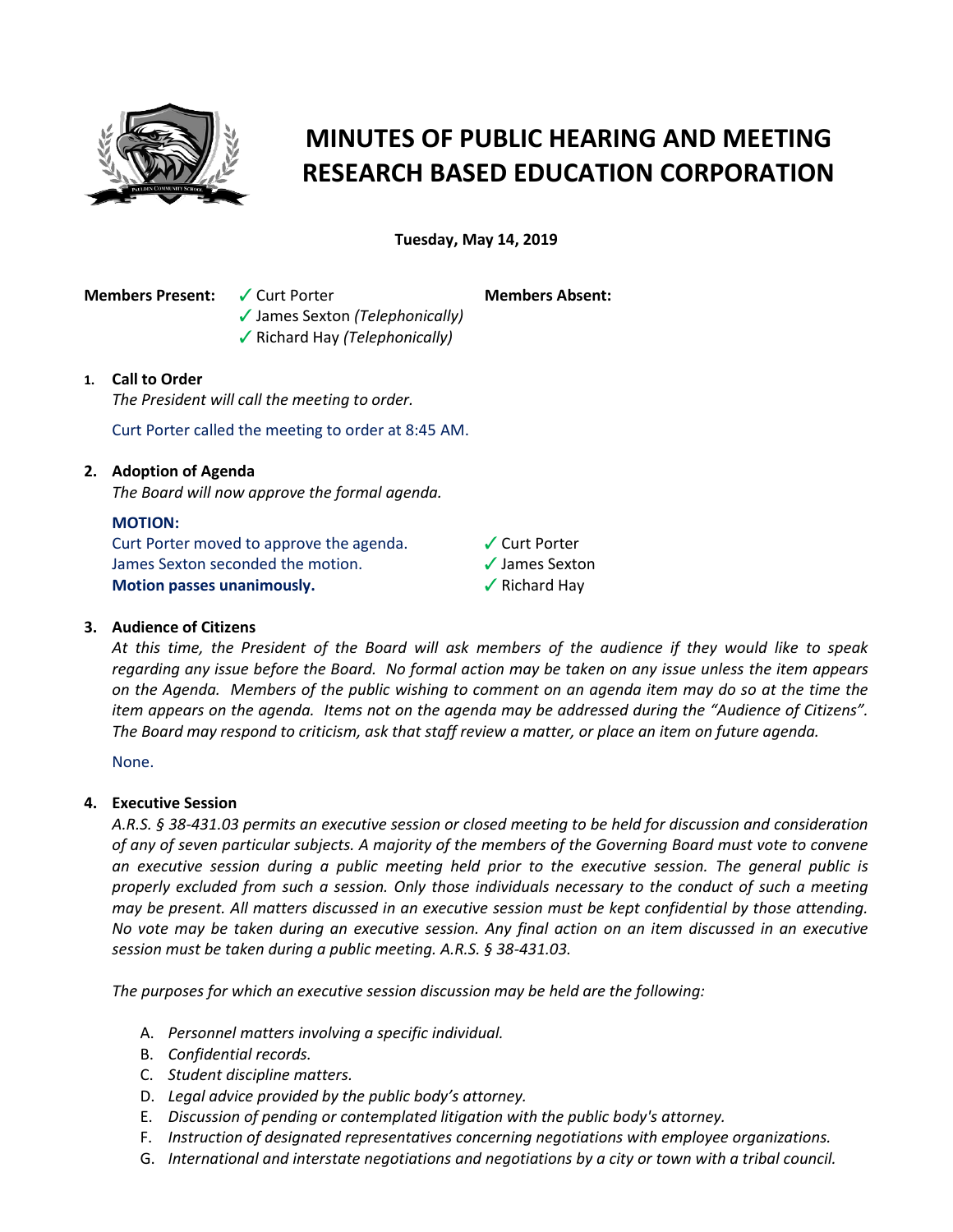# MINUTES OF PUBLIC HEARING AND MEETING
# RESEARCH BASED EDUCATION CORPORATION

**Tuesday, May 14, 2019**

**Members Present:**
✓ Curt Porter
✓ James Sexton *(Telephonically)*
✓ Richard Hay *(Telephonically)*

**Members Absent:**

1. **Call to Order**
   *The President will call the meeting to order.*

   Curt Porter called the meeting to order at 8:45 AM.

2. **Adoption of Agenda**
   *The Board will now approve the formal agenda.*

   **MOTION:**
   Curt Porter moved to approve the agenda.
   James Sexton seconded the motion.
   **Motion passes unanimously.**

   ✓ Curt Porter
   ✓ James Sexton
   ✓ Richard Hay

3. **Audience of Citizens**
   *At this time, the President of the Board will ask members of the audience if they would like to speak regarding any issue before the Board. No formal action may be taken on any issue unless the item appears on the Agenda. Members of the public wishing to comment on an agenda item may do so at the time the item appears on the agenda. Items not on the agenda may be addressed during the "Audience of Citizens". The Board may respond to criticism, ask that staff review a matter, or place an item on future agenda.*

   None.

4. **Executive Session**
   *A.R.S. § 38-431.03 permits an executive session or closed meeting to be held for discussion and consideration of any of seven particular subjects. A majority of the members of the Governing Board must vote to convene an executive session during a public meeting held prior to the executive session. The general public is properly excluded from such a session. Only those individuals necessary to the conduct of such a meeting may be present. All matters discussed in an executive session must be kept confidential by those attending. No vote may be taken during an executive session. Any final action on an item discussed in an executive session must be taken during a public meeting. A.R.S. § 38-431.03.*

   *The purposes for which an executive session discussion may be held are the following:*

   A. *Personnel matters involving a specific individual.*
   B. *Confidential records.*
   C. *Student discipline matters.*
   D. *Legal advice provided by the public body's attorney.*
   E. *Discussion of pending or contemplated litigation with the public body's attorney.*
   F. *Instruction of designated representatives concerning negotiations with employee organizations.*
   G. *International and interstate negotiations and negotiations by a city or town with a tribal council.*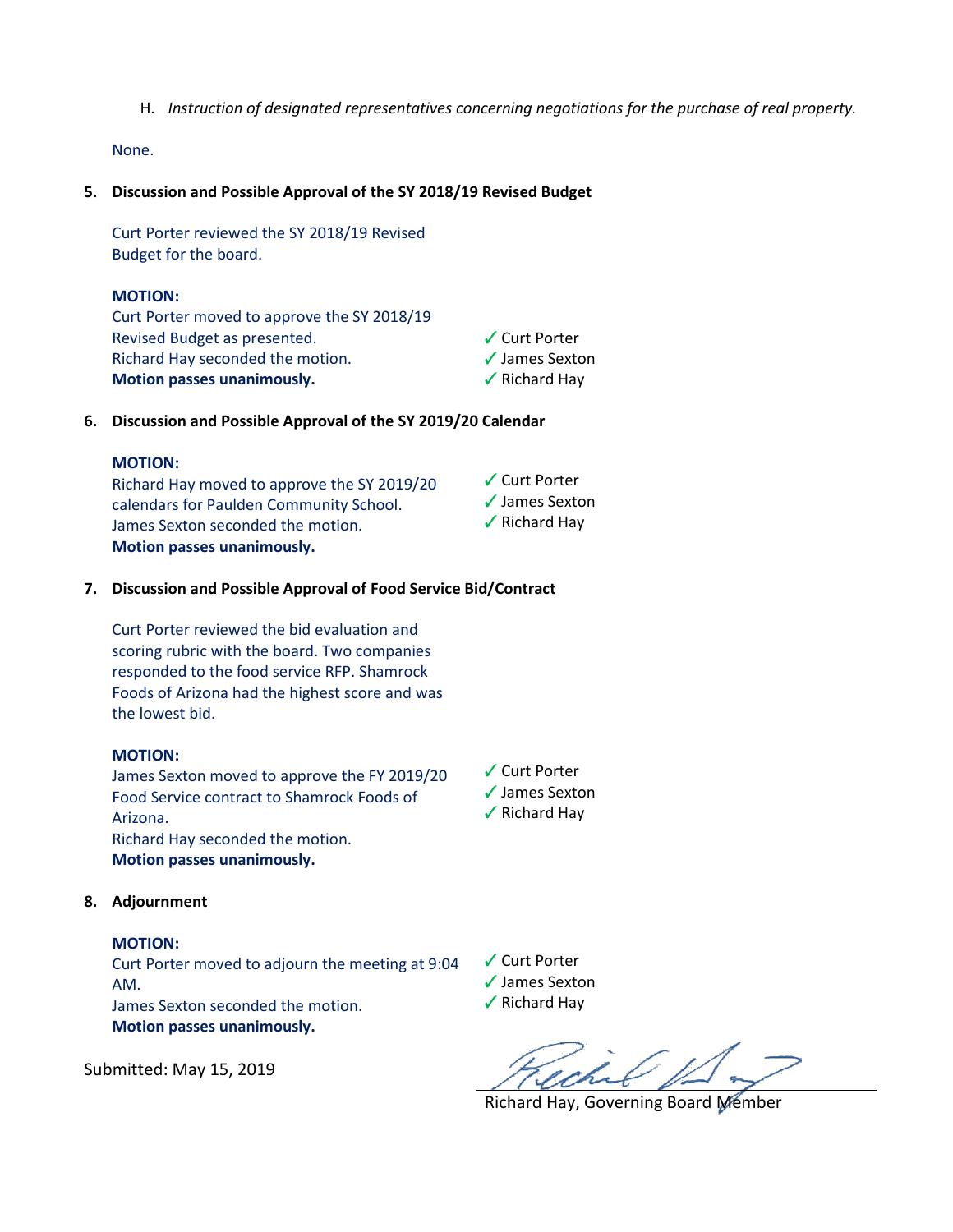H. *Instruction of designated representatives concerning negotiations for the purchase of real property.*

None.

**5. Discussion and Possible Approval of the SY 2018/19 Revised Budget**

Curt Porter reviewed the SY 2018/19 Revised Budget for the board.

**MOTION:**
Curt Porter moved to approve the SY 2018/19 Revised Budget as presented.
Richard Hay seconded the motion.
**Motion passes unanimously.**

✓ Curt Porter
✓ James Sexton
✓ Richard Hay

**6. Discussion and Possible Approval of the SY 2019/20 Calendar**

**MOTION:**
Richard Hay moved to approve the SY 2019/20 calendars for Paulden Community School.
James Sexton seconded the motion.
**Motion passes unanimously.**

✓ Curt Porter
✓ James Sexton
✓ Richard Hay

**7. Discussion and Possible Approval of Food Service Bid/Contract**

Curt Porter reviewed the bid evaluation and scoring rubric with the board. Two companies responded to the food service RFP. Shamrock Foods of Arizona had the highest score and was the lowest bid.

**MOTION:**
James Sexton moved to approve the FY 2019/20 Food Service contract to Shamrock Foods of Arizona.
Richard Hay seconded the motion.
**Motion passes unanimously.**

✓ Curt Porter
✓ James Sexton
✓ Richard Hay

**8. Adjournment**

**MOTION:**
Curt Porter moved to adjourn the meeting at 9:04 AM.
James Sexton seconded the motion.
**Motion passes unanimously.**

✓ Curt Porter
✓ James Sexton
✓ Richard Hay

Submitted: May 15, 2019

Richard Hay, Governing Board Member